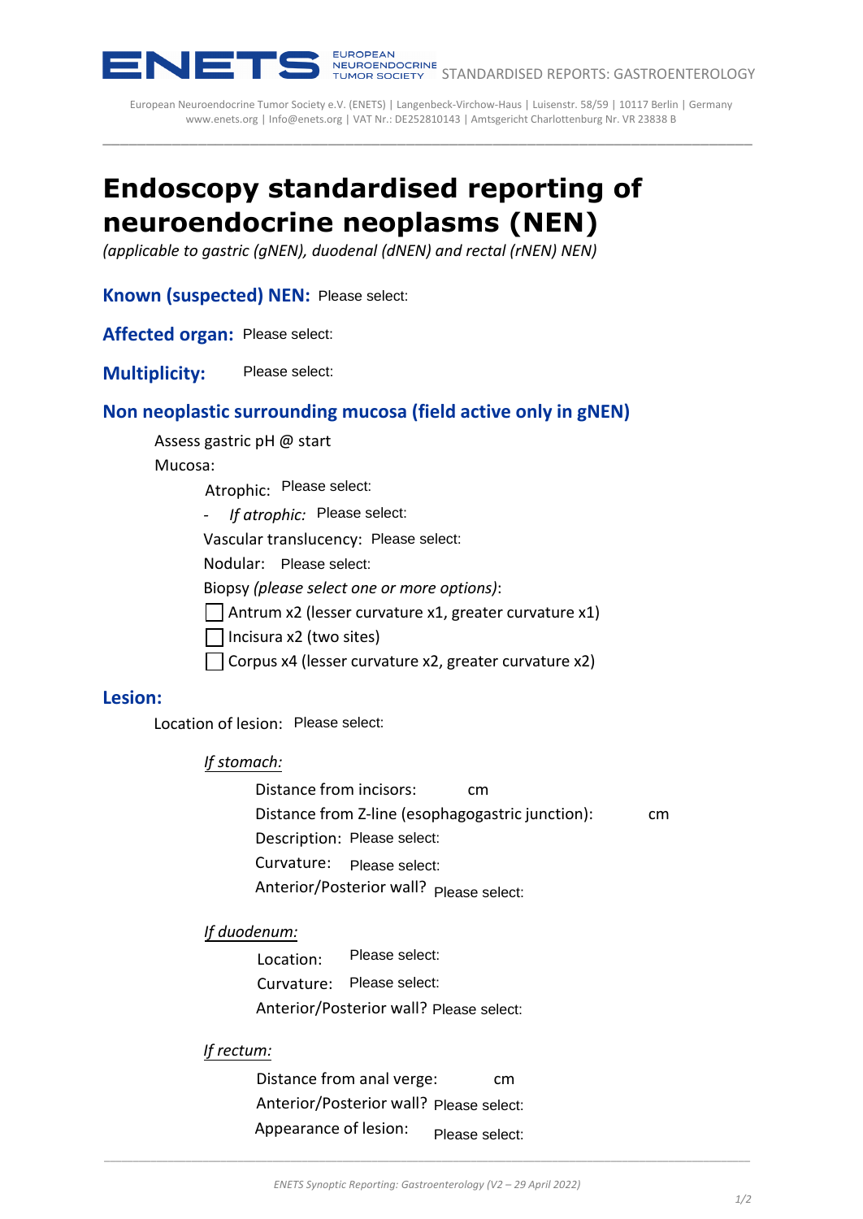# Endoscopy standardised reporting of neuroendocrine neoplasms (NEN)

*(applicable to gastric (gNEN), duodenal (dNEN) and rectal (rNEN) NEN)*

## Known (suspected) NEN: Please select:

## Affected organ: Please select:

## Multiplicity: Please select:

## Non neoplastic surrounding mucosa (field active only in gNEN)

Assess gastric pH @ start

Mucosa:

Atrophic: Please select:

- *If atrophic:* Please select:

Vascular translucency: Please select:

Nodular: Please select:

Biopsy *(please select one or more options)*:

☐ Antrum x2 (lesser curvature x1, greater curvature x1)

☐ Incisura x2 (two sites)

☐ Corpus x4 (lesser curvature x2, greater curvature x2)

## Lesion:

Location of lesion: Please select:

*If stomach:*

Distance from incisors: cm

Distance from Z-line (esophagogastric junction): cm

Description: Please select:

Curvature: Please select:

Anterior/Posterior wall? Please select:

*If duodenum:*

Location: Please select:

Curvature: Please select:

Anterior/Posterior wall? Please select:

*If rectum:*

Distance from anal verge: cm

Anterior/Posterior wall? Please select:

Appearance of lesion: Please select:

*ENETS Synoptic Reporting: Gastroenterology (V2 – 29 April 2022)*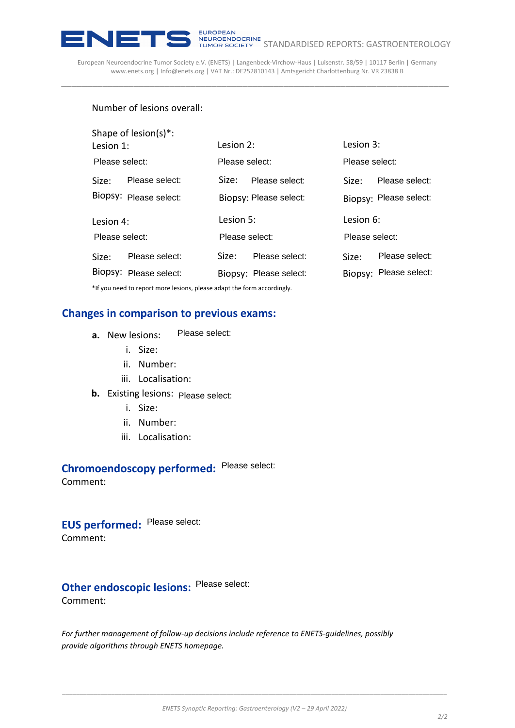Number of lesions overall:

Shape of lesion(s)*:

| | | |
|---|---|---|
| Lesion 1: | Lesion 2: | Lesion 3: |
| Please select: | Please select: | Please select: |
| Size: Please select: | Size: Please select: | Size: Please select: |
| Biopsy: Please select: | Biopsy: Please select: | Biopsy: Please select: |
| Lesion 4: | Lesion 5: | Lesion 6: |
| Please select: | Please select: | Please select: |
| Size: Please select: | Size: Please select: | Size: Please select: |
| Biopsy: Please select: | Biopsy: Please select: | Biopsy: Please select: |

*If you need to report more lesions, please adapt the form accordingly.

## Changes in comparison to previous exams:

**a.** New lesions: Please select:
   i. Size:
   ii. Number:
   iii. Localisation:

**b.** Existing lesions: Please select:
   i. Size:
   ii. Number:
   iii. Localisation:

## Chromoendoscopy performed: Please select:

Comment:

## EUS performed: Please select:

Comment:

## Other endoscopic lesions: Please select:

Comment:

*For further management of follow-up decisions include reference to ENETS-guidelines, possibly provide algorithms through ENETS homepage.*